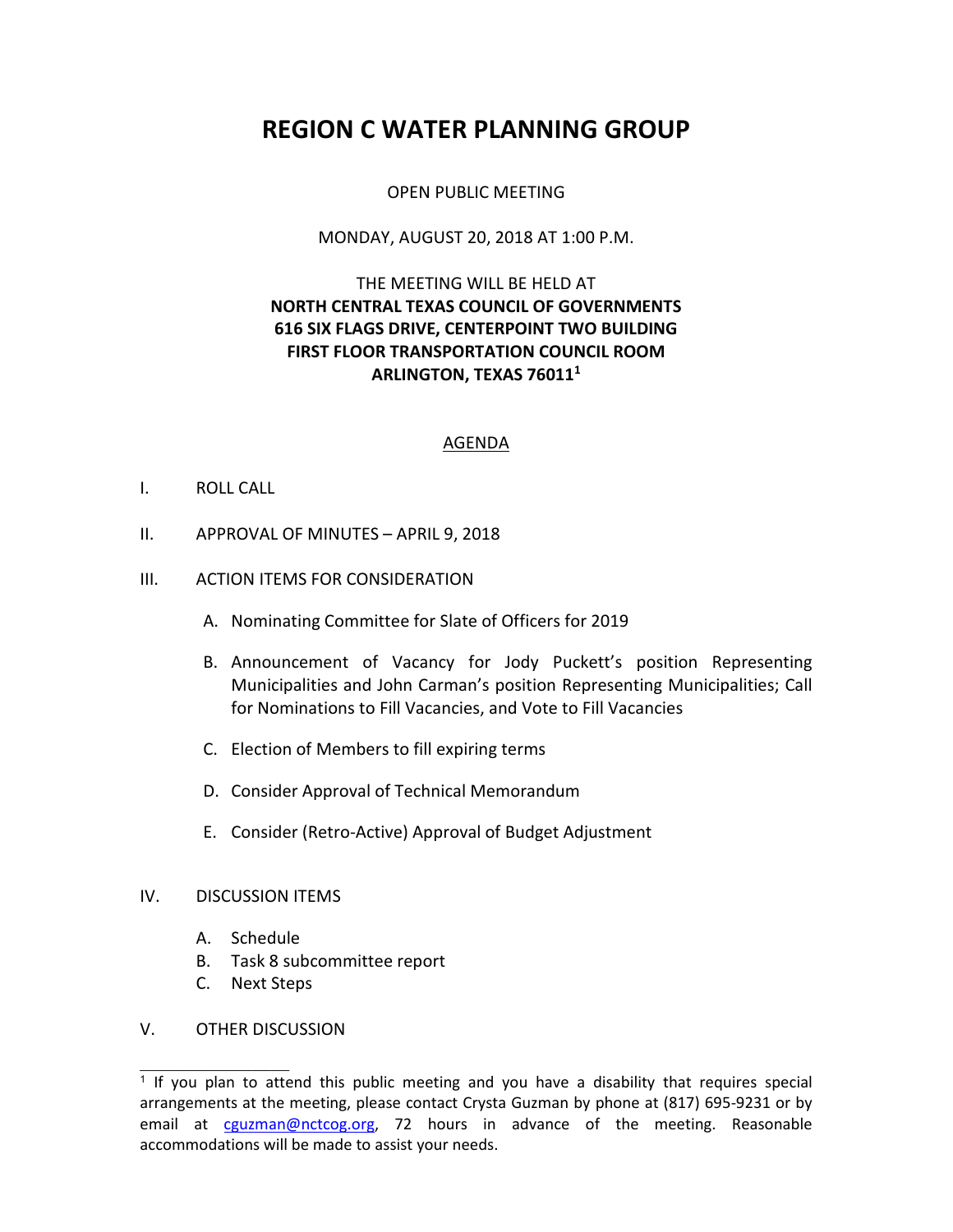# REGION C WATER PLANNING GROUP

OPEN PUBLIC MEETING

MONDAY, AUGUST 20, 2018 AT 1:00 P.M.

THE MEETING WILL BE HELD AT
**NORTH CENTRAL TEXAS COUNCIL OF GOVERNMENTS**
**616 SIX FLAGS DRIVE, CENTERPOINT TWO BUILDING**
**FIRST FLOOR TRANSPORTATION COUNCIL ROOM**
**ARLINGTON, TEXAS 76011**[1]

## AGENDA

I. ROLL CALL

II. APPROVAL OF MINUTES – APRIL 9, 2018

III. ACTION ITEMS FOR CONSIDERATION

A. Nominating Committee for Slate of Officers for 2019

B. Announcement of Vacancy for Jody Puckett's position Representing Municipalities and John Carman's position Representing Municipalities; Call for Nominations to Fill Vacancies, and Vote to Fill Vacancies

C. Election of Members to fill expiring terms

D. Consider Approval of Technical Memorandum

E. Consider (Retro-Active) Approval of Budget Adjustment

IV. DISCUSSION ITEMS

A. Schedule
B. Task 8 subcommittee report
C. Next Steps

V. OTHER DISCUSSION

---

[1] If you plan to attend this public meeting and you have a disability that requires special arrangements at the meeting, please contact Crysta Guzman by phone at (817) 695-9231 or by email at cguzman@nctcog.org, 72 hours in advance of the meeting. Reasonable accommodations will be made to assist your needs.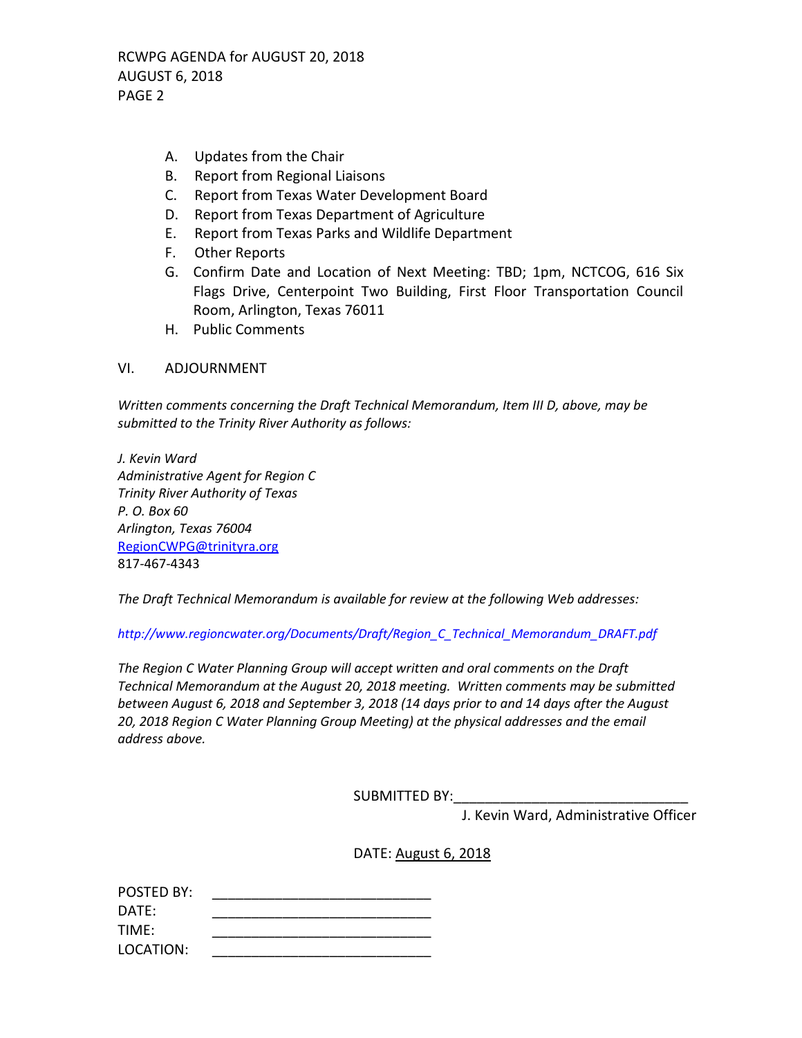A. Updates from the Chair
B. Report from Regional Liaisons
C. Report from Texas Water Development Board
D. Report from Texas Department of Agriculture
E. Report from Texas Parks and Wildlife Department
F. Other Reports
G. Confirm Date and Location of Next Meeting: TBD; 1pm, NCTCOG, 616 Six Flags Drive, Centerpoint Two Building, First Floor Transportation Council Room, Arlington, Texas 76011
H. Public Comments

VI. ADJOURNMENT

*Written comments concerning the Draft Technical Memorandum, Item III D, above, may be submitted to the Trinity River Authority as follows:*

*J. Kevin Ward*
*Administrative Agent for Region C*
*Trinity River Authority of Texas*
*P. O. Box 60*
*Arlington, Texas 76004*
RegionCWPG@trinityra.org
817-467-4343

*The Draft Technical Memorandum is available for review at the following Web addresses:*

*http://www.regioncwater.org/Documents/Draft/Region_C_Technical_Memorandum_DRAFT.pdf*

*The Region C Water Planning Group will accept written and oral comments on the Draft Technical Memorandum at the August 20, 2018 meeting. Written comments may be submitted between August 6, 2018 and September 3, 2018 (14 days prior to and 14 days after the August 20, 2018 Region C Water Planning Group Meeting) at the physical addresses and the email address above.*

SUBMITTED BY:______________________________
J. Kevin Ward, Administrative Officer

DATE: August 6, 2018

POSTED BY: ____________________________
DATE: ____________________________
TIME: ____________________________
LOCATION: ____________________________